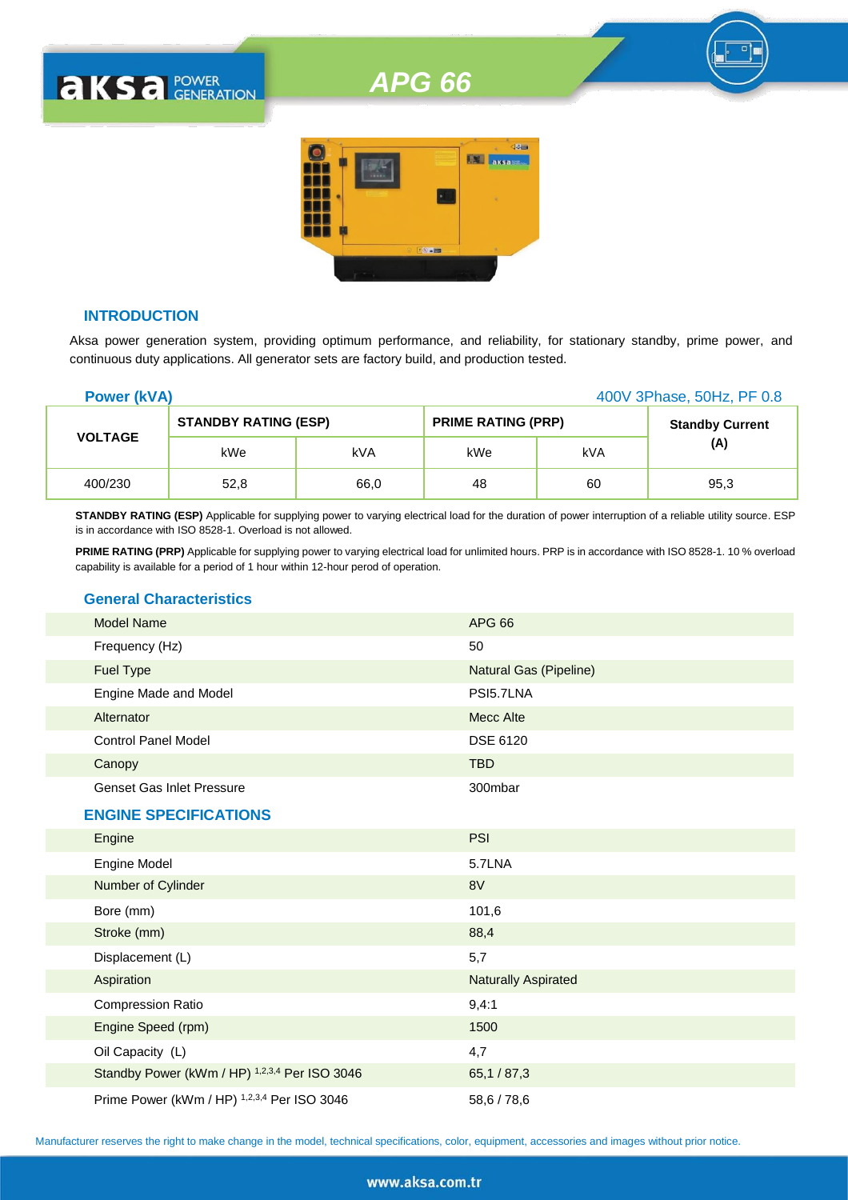# APG 66

## INTRODUCTION

Aksa power generation system, providing optimum performance, and reliability, for stationary standby, prime power, and continuous duty applications. All generator sets are factory build, and production tested.

**Power (kVA)** 400V 3Phase, 50Hz, PF 0.8

| VOLTAGE | STANDBY RATING (ESP) | | PRIME RATING (PRP) | | Standby Current (A) |
|---|---|---|---|---|---|
| | kWe | kVA | kWe | kVA | |
| 400/230 | 52,8 | 66,0 | 48 | 60 | 95,3 |

**STANDBY RATING (ESP)** Applicable for supplying power to varying electrical load for the duration of power interruption of a reliable utility source. ESP is in accordance with ISO 8528-1. Overload is not allowed.

**PRIME RATING (PRP)** Applicable for supplying power to varying electrical load for unlimited hours. PRP is in accordance with ISO 8528-1. 10 % overload capability is available for a period of 1 hour within 12-hour perod of operation.

## General Characteristics

| | |
|---|---|
| Model Name | APG 66 |
| Frequency (Hz) | 50 |
| Fuel Type | Natural Gas (Pipeline) |
| Engine Made and Model | PSI5.7LNA |
| Alternator | Mecc Alte |
| Control Panel Model | DSE 6120 |
| Canopy | TBD |
| Genset Gas Inlet Pressure | 300mbar |

## ENGINE SPECIFICATIONS

| | |
|---|---|
| Engine | PSI |
| Engine Model | 5.7LNA |
| Number of Cylinder | 8V |
| Bore (mm) | 101,6 |
| Stroke (mm) | 88,4 |
| Displacement (L) | 5,7 |
| Aspiration | Naturally Aspirated |
| Compression Ratio | 9,4:1 |
| Engine Speed (rpm) | 1500 |
| Oil Capacity (L) | 4,7 |
| Standby Power (kWm / HP) [1,2,3,4] Per ISO 3046 | 65,1 / 87,3 |
| Prime Power (kWm / HP) [1,2,3,4] Per ISO 3046 | 58,6 / 78,6 |

Manufacturer reserves the right to make change in the model, technical specifications, color, equipment, accessories and images without prior notice.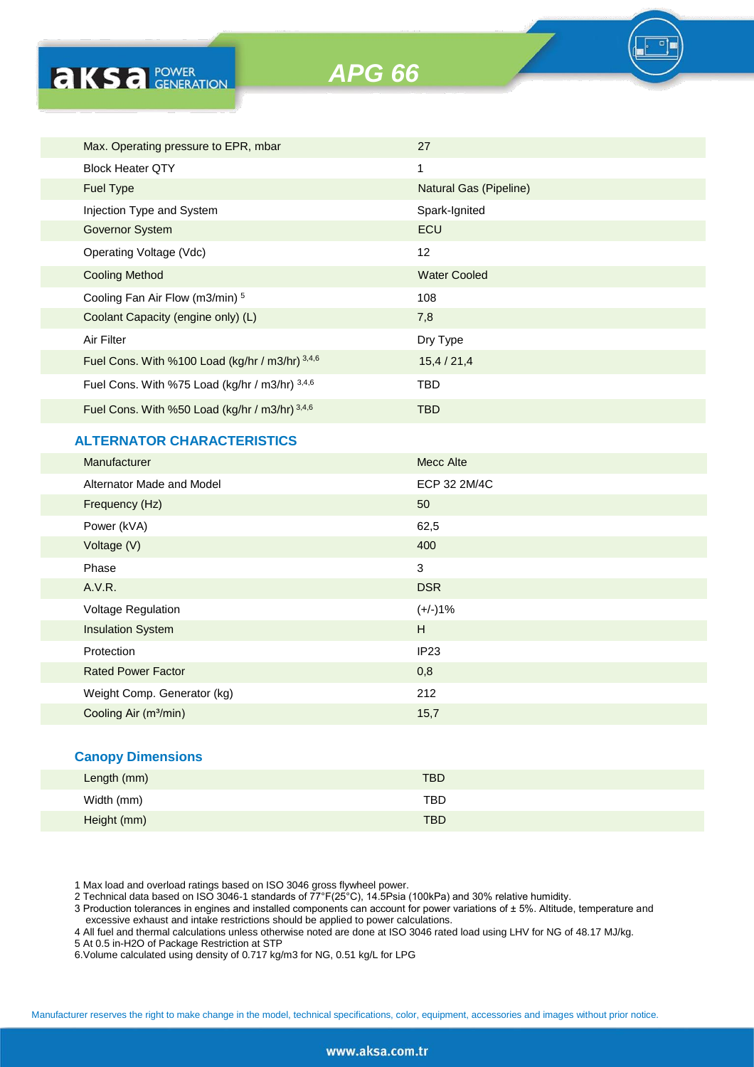# APG 66

| | |
|---|---|
| Max. Operating pressure to EPR, mbar | 27 |
| Block Heater QTY | 1 |
| Fuel Type | Natural Gas (Pipeline) |
| Injection Type and System | Spark-Ignited |
| Governor System | ECU |
| Operating Voltage (Vdc) | 12 |
| Cooling Method | Water Cooled |
| Cooling Fan Air Flow (m3/min) [5] | 108 |
| Coolant Capacity (engine only) (L) | 7,8 |
| Air Filter | Dry Type |
| Fuel Cons. With %100 Load (kg/hr / m3/hr) [3,4,6] | 15,4 / 21,4 |
| Fuel Cons. With %75 Load (kg/hr / m3/hr) [3,4,6] | TBD |
| Fuel Cons. With %50 Load (kg/hr / m3/hr) [3,4,6] | TBD |

## ALTERNATOR CHARACTERISTICS

| | |
|---|---|
| Manufacturer | Mecc Alte |
| Alternator Made and Model | ECP 32 2M/4C |
| Frequency (Hz) | 50 |
| Power (kVA) | 62,5 |
| Voltage (V) | 400 |
| Phase | 3 |
| A.V.R. | DSR |
| Voltage Regulation | (+/-)1% |
| Insulation System | H |
| Protection | IP23 |
| Rated Power Factor | 0,8 |
| Weight Comp. Generator (kg) | 212 |
| Cooling Air (m³/min) | 15,7 |

## Canopy Dimensions

| | |
|---|---|
| Length (mm) | TBD |
| Width (mm) | TBD |
| Height (mm) | TBD |

1 Max load and overload ratings based on ISO 3046 gross flywheel power.
2 Technical data based on ISO 3046-1 standards of 77°F(25°C), 14.5Psia (100kPa) and 30% relative humidity.
3 Production tolerances in engines and installed components can account for power variations of ± 5%. Altitude, temperature and excessive exhaust and intake restrictions should be applied to power calculations.
4 All fuel and thermal calculations unless otherwise noted are done at ISO 3046 rated load using LHV for NG of 48.17 MJ/kg.
5 At 0.5 in-H2O of Package Restriction at STP
6.Volume calculated using density of 0.717 kg/m3 for NG, 0.51 kg/L for LPG

Manufacturer reserves the right to make change in the model, technical specifications, color, equipment, accessories and images without prior notice.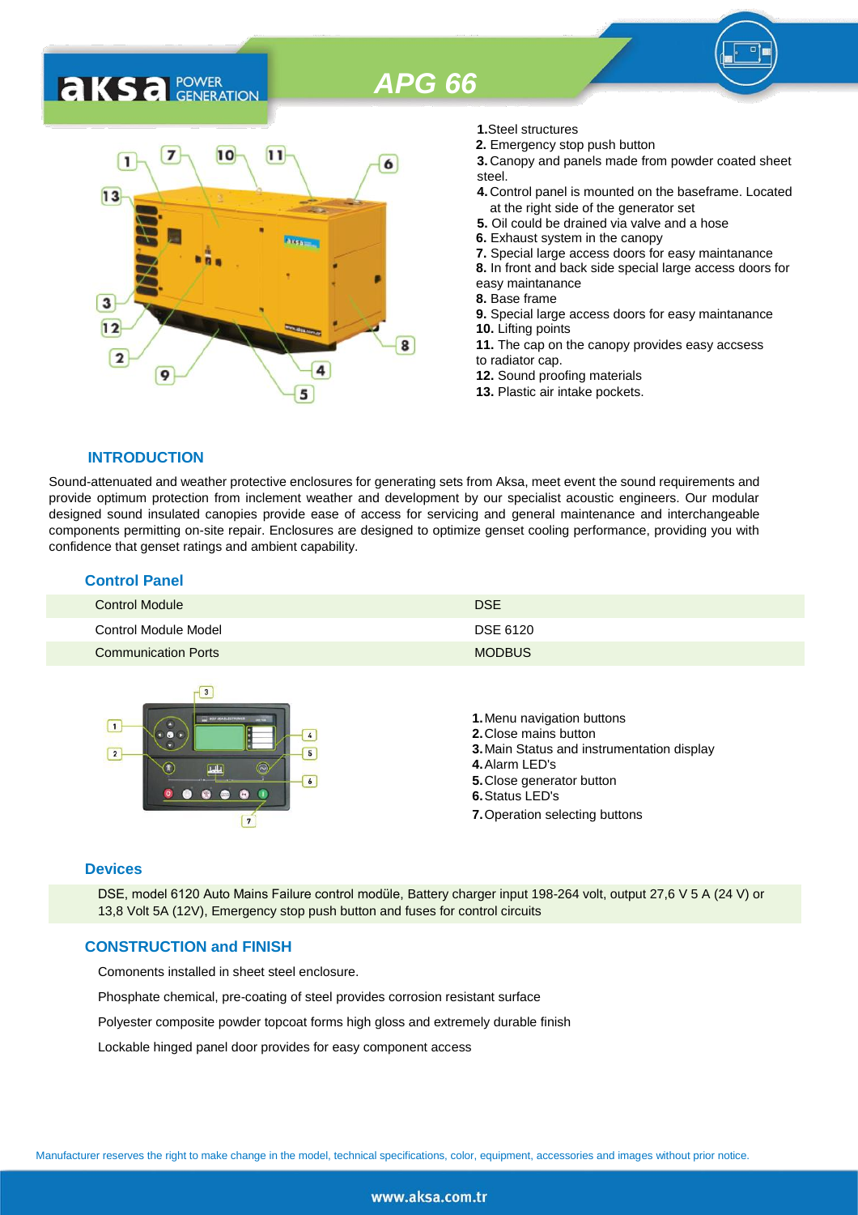# APG 66

1. Steel structures
2. Emergency stop push button
3. Canopy and panels made from powder coated sheet steel.
4. Control panel is mounted on the baseframe. Located at the right side of the generator set
5. Oil could be drained via valve and a hose
6. Exhaust system in the canopy
7. Special large access doors for easy maintanance
8. In front and back side special large access doors for easy maintanance
8. Base frame
9. Special large access doors for easy maintanance
10. Lifting points
11. The cap on the canopy provides easy accsess to radiator cap.
12. Sound proofing materials
13. Plastic air intake pockets.

## INTRODUCTION

Sound-attenuated and weather protective enclosures for generating sets from Aksa, meet event the sound requirements and provide optimum protection from inclement weather and development by our specialist acoustic engineers. Our modular designed sound insulated canopies provide ease of access for servicing and general maintenance and interchangeable components permitting on-site repair. Enclosures are designed to optimize genset cooling performance, providing you with confidence that genset ratings and ambient capability.

## Control Panel

| | |
|---|---|
| Control Module | DSE |
| Control Module Model | DSE 6120 |
| Communication Ports | MODBUS |

1. Menu navigation buttons
2. Close mains button
3. Main Status and instrumentation display
4. Alarm LED's
5. Close generator button
6. Status LED's
7. Operation selecting buttons

## Devices

DSE, model 6120 Auto Mains Failure control modüle, Battery charger input 198-264 volt, output 27,6 V 5 A (24 V) or 13,8 Volt 5A (12V), Emergency stop push button and fuses for control circuits

## CONSTRUCTION and FINISH

Comonents installed in sheet steel enclosure.

Phosphate chemical, pre-coating of steel provides corrosion resistant surface

Polyester composite powder topcoat forms high gloss and extremely durable finish

Lockable hinged panel door provides for easy component access

Manufacturer reserves the right to make change in the model, technical specifications, color, equipment, accessories and images without prior notice.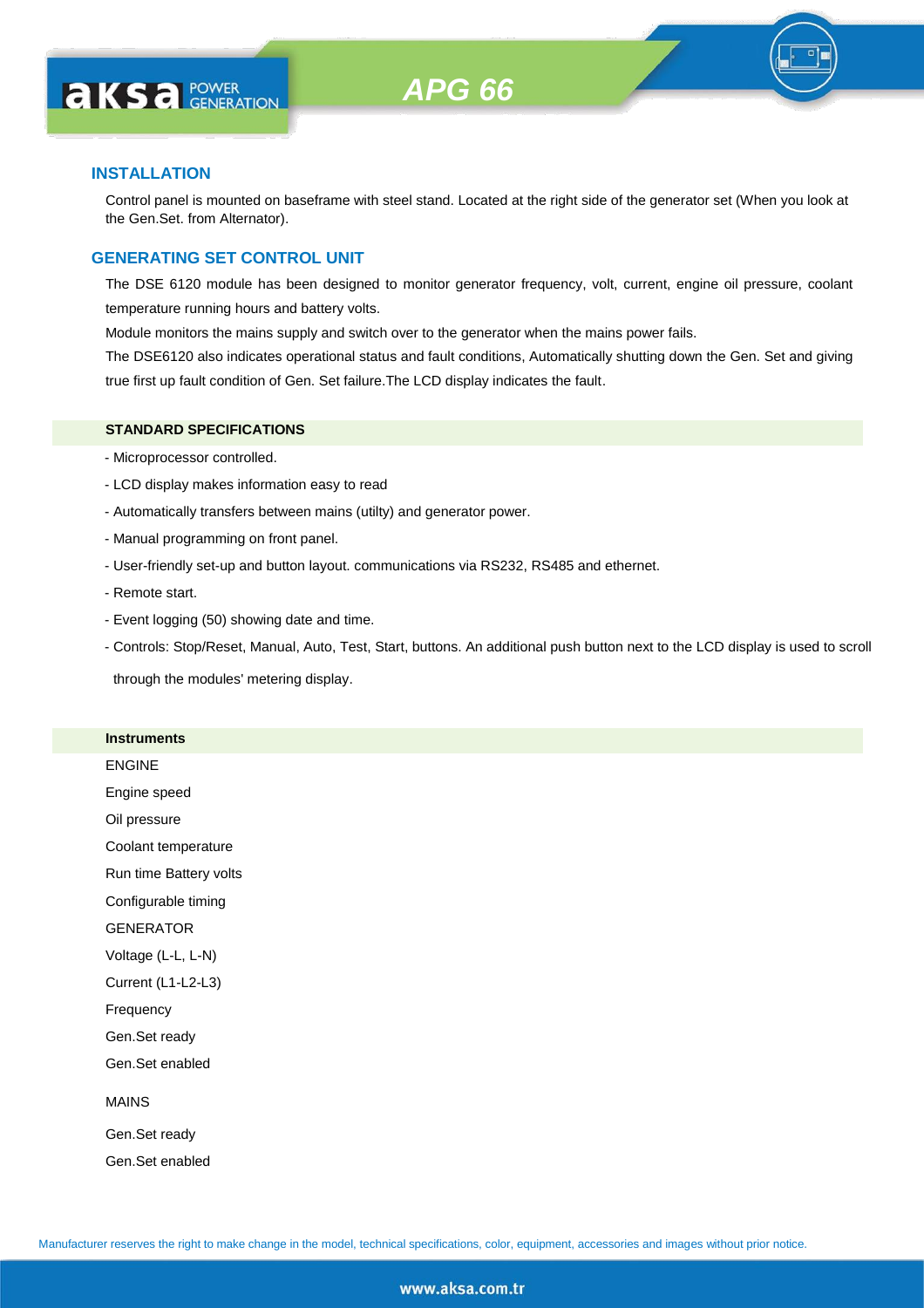## INSTALLATION

Control panel is mounted on baseframe with steel stand. Located at the right side of the generator set (When you look at the Gen.Set. from Alternator).

## GENERATING SET CONTROL UNIT

The DSE 6120 module has been designed to monitor generator frequency, volt, current, engine oil pressure, coolant temperature running hours and battery volts.

Module monitors the mains supply and switch over to the generator when the mains power fails.

The DSE6120 also indicates operational status and fault conditions, Automatically shutting down the Gen. Set and giving true first up fault condition of Gen. Set failure.The LCD display indicates the fault.

### STANDARD SPECIFICATIONS

- Microprocessor controlled.
- LCD display makes information easy to read
- Automatically transfers between mains (utilty) and generator power.
- Manual programming on front panel.
- User-friendly set-up and button layout. communications via RS232, RS485 and ethernet.
- Remote start.
- Event logging (50) showing date and time.
- Controls: Stop/Reset, Manual, Auto, Test, Start, buttons. An additional push button next to the LCD display is used to scroll through the modules' metering display.

### Instruments

ENGINE

Engine speed

Oil pressure

Coolant temperature

Run time Battery volts

Configurable timing

GENERATOR

Voltage (L-L, L-N)

Current (L1-L2-L3)

Frequency

Gen.Set ready

Gen.Set enabled

MAINS

Gen.Set ready

Gen.Set enabled

Manufacturer reserves the right to make change in the model, technical specifications, color, equipment, accessories and images without prior notice.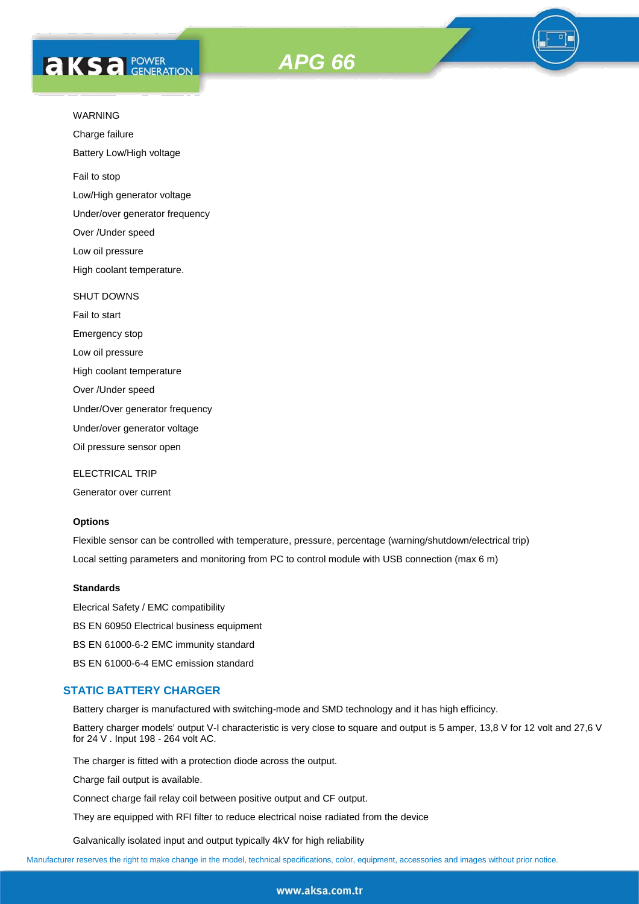WARNING

Charge failure

Battery Low/High voltage

Fail to stop

Low/High generator voltage

Under/over generator frequency

Over /Under speed

Low oil pressure

High coolant temperature.

SHUT DOWNS

Fail to start

Emergency stop

Low oil pressure

High coolant temperature

Over /Under speed

Under/Over generator frequency

Under/over generator voltage

Oil pressure sensor open

ELECTRICAL TRIP

Generator over current

**Options**

Flexible sensor can be controlled with temperature, pressure, percentage (warning/shutdown/electrical trip)

Local setting parameters and monitoring from PC to control module with USB connection (max 6 m)

**Standards**

Elecrical Safety / EMC compatibility

BS EN 60950 Electrical business equipment

BS EN 61000-6-2 EMC immunity standard

BS EN 61000-6-4 EMC emission standard

## STATIC BATTERY CHARGER

Battery charger is manufactured with switching-mode and SMD technology and it has high efficincy.

Battery charger models' output V-I characteristic is very close to square and output is 5 amper, 13,8 V for 12 volt and 27,6 V for 24 V . Input 198 - 264 volt AC.

The charger is fitted with a protection diode across the output.

Charge fail output is available.

Connect charge fail relay coil between positive output and CF output.

They are equipped with RFI filter to reduce electrical noise radiated from the device

Galvanically isolated input and output typically 4kV for high reliability

Manufacturer reserves the right to make change in the model, technical specifications, color, equipment, accessories and images without prior notice.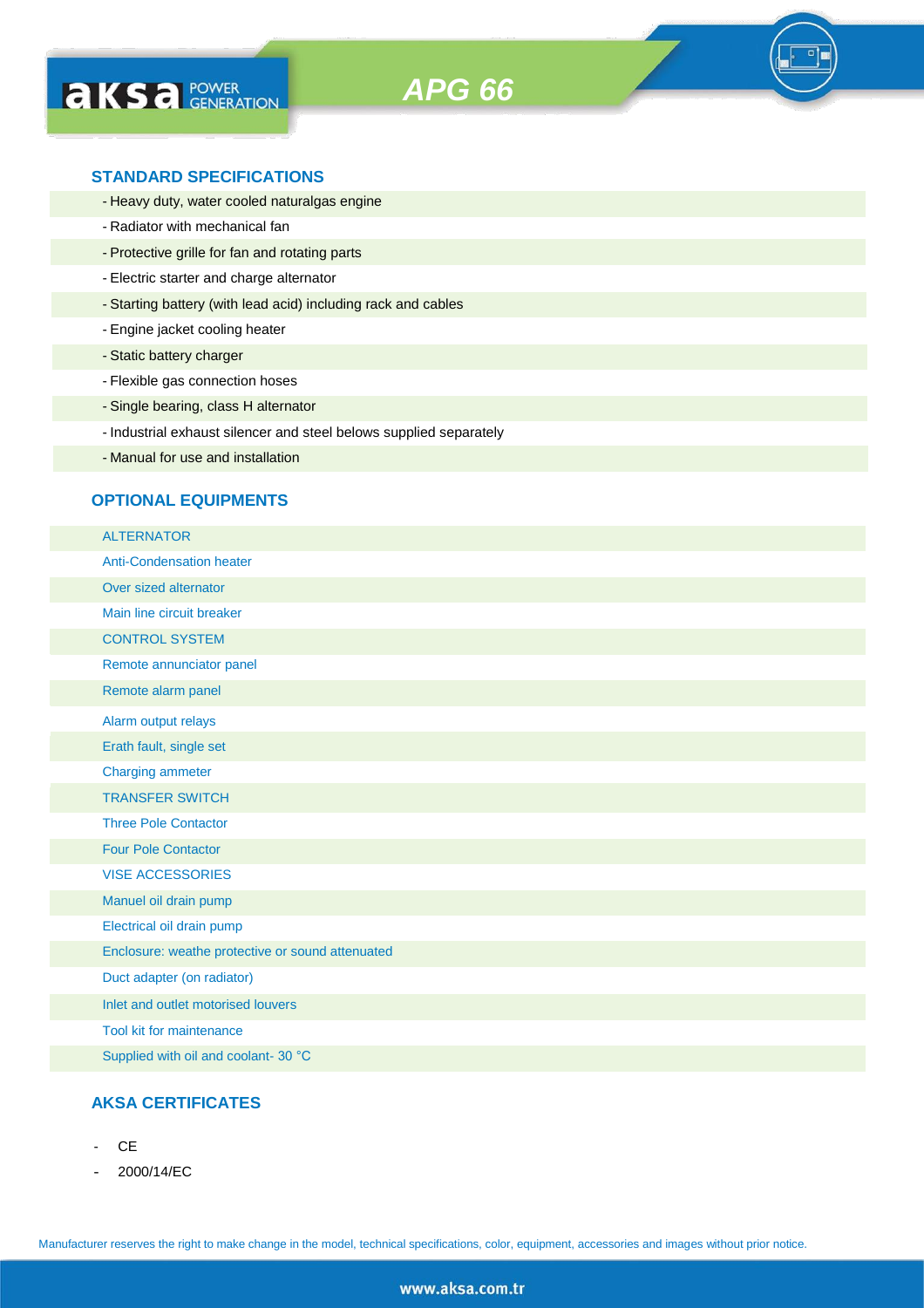# APG 66

## STANDARD SPECIFICATIONS

- Heavy duty, water cooled naturalgas engine
- Radiator with mechanical fan
- Protective grille for fan and rotating parts
- Electric starter and charge alternator
- Starting battery (with lead acid) including rack and cables
- Engine jacket cooling heater
- Static battery charger
- Flexible gas connection hoses
- Single bearing, class H alternator
- Industrial exhaust silencer and steel belows supplied separately
- Manual for use and installation

## OPTIONAL EQUIPMENTS

ALTERNATOR

Anti-Condensation heater

Over sized alternator

Main line circuit breaker

CONTROL SYSTEM

Remote annunciator panel

Remote alarm panel

Alarm output relays

Erath fault, single set

Charging ammeter

TRANSFER SWITCH

Three Pole Contactor

Four Pole Contactor

VISE ACCESSORIES

Manuel oil drain pump

Electrical oil drain pump

Enclosure: weathe protective or sound attenuated

Duct adapter (on radiator)

Inlet and outlet motorised louvers

Tool kit for maintenance

Supplied with oil and coolant- 30 °C

## AKSA CERTIFICATES

- CE
- 2000/14/EC

Manufacturer reserves the right to make change in the model, technical specifications, color, equipment, accessories and images without prior notice.

www.aksa.com.tr